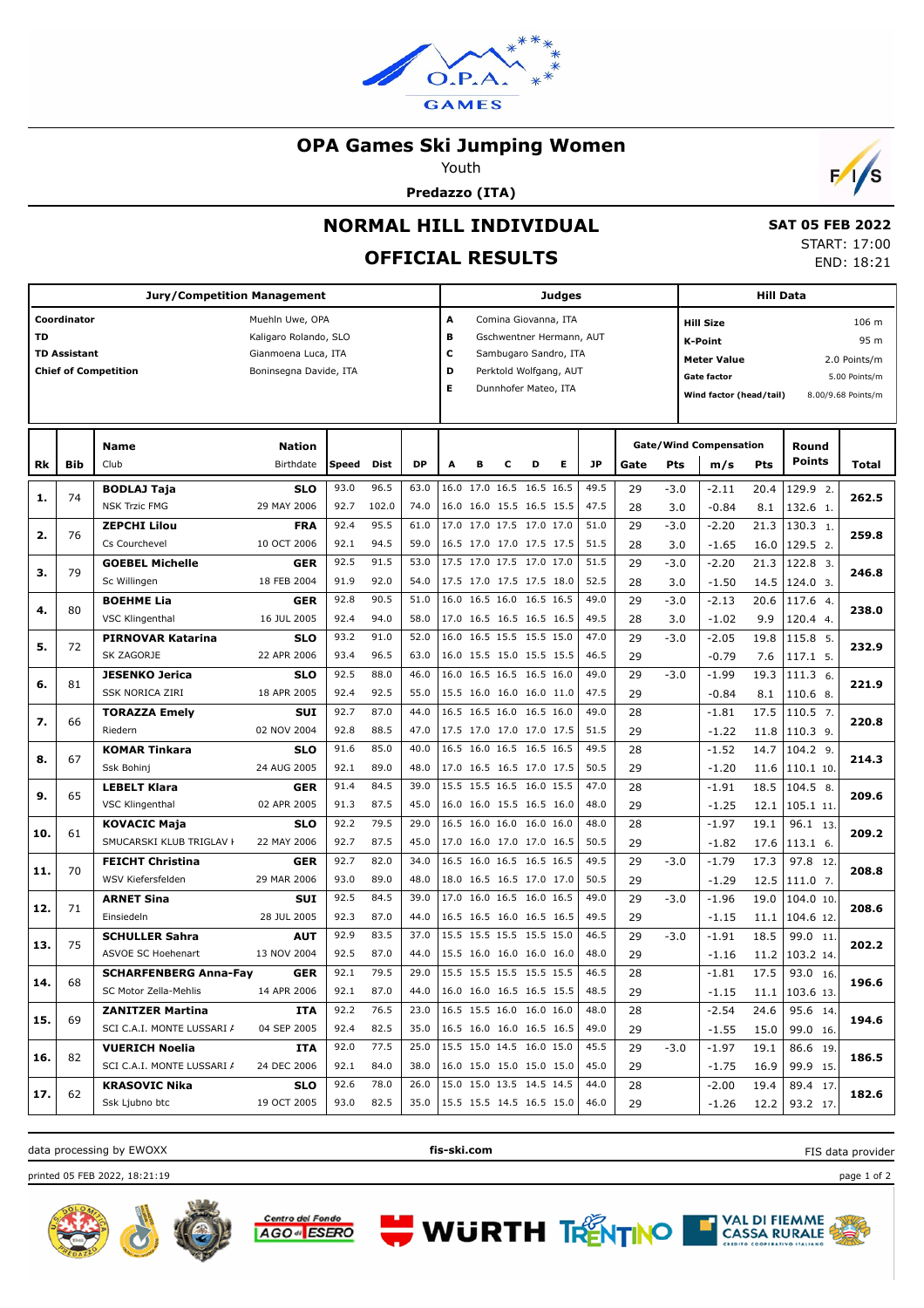# OPA Games Ski Jumping Women

Youth

**Predazzo (ITA)**

## NORMAL HILL INDIVIDUAL

## OFFICIAL RESULTS

**SAT 05 FEB 2022**
START: 17:00
END: 18:21

| Jury/Competition Management | | Judges | | Hill Data | |
|---|---|---|---|---|---|
| **Coordinator** | Muehln Uwe, OPA | A | Comina Giovanna, ITA | **Hill Size** | 106 m |
| **TD** | Kaligaro Rolando, SLO | B | Gschwentner Hermann, AUT | **K-Point** | 95 m |
| **TD Assistant** | Gianmoena Luca, ITA | C | Sambugaro Sandro, ITA | **Meter Value** | 2.0 Points/m |
| **Chief of Competition** | Boninsegna Davide, ITA | D | Perktold Wolfgang, AUT | **Gate factor** | 5.00 Points/m |
| | | E | Dunnhofer Mateo, ITA | **Wind factor (head/tail)** | 8.00/9.68 Points/m |

| Rk | Bib | Name / Club | Nation / Birthdate | Speed | Dist | DP | A | B | C | D | E | JP | Gate | Pts | m/s | Pts | Round Points | Total |
|---|---|---|---|---|---|---|---|---|---|---|---|---|---|---|---|---|---|---|
| 1. | 74 | **BODLAJ Taja** | **SLO** | 93.0 | 96.5 | 63.0 | 16.0 | 17.0 | 16.5 | 16.5 | 16.5 | 49.5 | 29 | -3.0 | -2.11 | 20.4 | 129.9 2. | 262.5 |
| | | NSK Trzic FMG | 29 MAY 2006 | 92.7 | 102.0 | 74.0 | 16.0 | 16.0 | 15.5 | 16.5 | 15.5 | 47.5 | 28 | 3.0 | -0.84 | 8.1 | 132.6 1. | |
| 2. | 76 | **ZEPCHI Lilou** | **FRA** | 92.4 | 95.5 | 61.0 | 17.0 | 17.0 | 17.5 | 17.0 | 17.0 | 51.0 | 29 | -3.0 | -2.20 | 21.3 | 130.3 1. | 259.8 |
| | | Cs Courchevel | 10 OCT 2006 | 92.1 | 94.5 | 59.0 | 16.5 | 17.0 | 17.0 | 17.5 | 17.5 | 51.5 | 28 | 3.0 | -1.65 | 16.0 | 129.5 2. | |
| 3. | 79 | **GOEBEL Michelle** | **GER** | 92.5 | 91.5 | 53.0 | 17.5 | 17.0 | 17.5 | 17.0 | 17.0 | 51.5 | 29 | -3.0 | -2.20 | 21.3 | 122.8 3. | 246.8 |
| | | Sc Willingen | 18 FEB 2004 | 91.9 | 92.0 | 54.0 | 17.5 | 17.0 | 17.5 | 17.5 | 18.0 | 52.5 | 28 | 3.0 | -1.50 | 14.5 | 124.0 3. | |
| 4. | 80 | **BOEHME Lia** | **GER** | 92.8 | 90.5 | 51.0 | 16.0 | 16.5 | 16.0 | 16.5 | 16.5 | 49.0 | 29 | -3.0 | -2.13 | 20.6 | 117.6 4. | 238.0 |
| | | VSC Klingenthal | 16 JUL 2005 | 92.4 | 94.0 | 58.0 | 17.0 | 16.5 | 16.5 | 16.5 | 16.5 | 49.5 | 28 | 3.0 | -1.02 | 9.9 | 120.4 4. | |
| 5. | 72 | **PIRNOVAR Katarina** | **SLO** | 93.2 | 91.0 | 52.0 | 16.0 | 16.5 | 15.5 | 15.5 | 15.0 | 47.0 | 29 | -3.0 | -2.05 | 19.8 | 115.8 5. | 232.9 |
| | | SK ZAGORJE | 22 APR 2006 | 93.4 | 96.5 | 63.0 | 16.0 | 15.5 | 15.0 | 15.5 | 15.5 | 46.5 | 29 | | -0.79 | 7.6 | 117.1 5. | |
| 6. | 81 | **JESENKO Jerica** | **SLO** | 92.5 | 88.0 | 46.0 | 16.0 | 16.5 | 16.5 | 16.5 | 16.0 | 49.0 | 29 | -3.0 | -1.99 | 19.3 | 111.3 6. | 221.9 |
| | | SSK NORICA ZIRI | 18 APR 2005 | 92.4 | 92.5 | 55.0 | 15.5 | 16.0 | 16.0 | 16.0 | 11.0 | 47.5 | 29 | | -0.84 | 8.1 | 110.6 8. | |
| 7. | 66 | **TORAZZA Emely** | **SUI** | 92.7 | 87.0 | 44.0 | 16.5 | 16.5 | 16.0 | 16.5 | 16.0 | 49.0 | 28 | | -1.81 | 17.5 | 110.5 7. | 220.8 |
| | | Riedern | 02 NOV 2004 | 92.8 | 88.5 | 47.0 | 17.5 | 17.0 | 17.0 | 17.0 | 17.5 | 51.5 | 29 | | -1.22 | 11.8 | 110.3 9. | |
| 8. | 67 | **KOMAR Tinkara** | **SLO** | 91.6 | 85.0 | 40.0 | 16.5 | 16.0 | 16.5 | 16.5 | 16.5 | 49.5 | 28 | | -1.52 | 14.7 | 104.2 9. | 214.3 |
| | | Ssk Bohinj | 24 AUG 2005 | 92.1 | 89.0 | 48.0 | 17.0 | 16.5 | 16.5 | 17.0 | 17.5 | 50.5 | 29 | | -1.20 | 11.6 | 110.1 10. | |
| 9. | 65 | **LEBELT Klara** | **GER** | 91.4 | 84.5 | 39.0 | 15.5 | 15.5 | 16.5 | 16.0 | 15.5 | 47.0 | 28 | | -1.91 | 18.5 | 104.5 8. | 209.6 |
| | | VSC Klingenthal | 02 APR 2005 | 91.3 | 87.5 | 45.0 | 16.0 | 16.0 | 15.5 | 16.5 | 16.0 | 48.0 | 29 | | -1.25 | 12.1 | 105.1 11. | |
| 10. | 61 | **KOVACIC Maja** | **SLO** | 92.2 | 79.5 | 29.0 | 16.5 | 16.0 | 16.0 | 16.0 | 16.0 | 48.0 | 28 | | -1.97 | 19.1 | 96.1 13. | 209.2 |
| | | SMUCARSKI KLUB TRIGLAV I | 22 MAY 2006 | 92.7 | 87.5 | 45.0 | 17.0 | 16.0 | 17.0 | 17.0 | 16.5 | 50.5 | 29 | | -1.82 | 17.6 | 113.1 6. | |
| 11. | 70 | **FEICHT Christina** | **GER** | 92.7 | 82.0 | 34.0 | 16.5 | 16.0 | 16.5 | 16.5 | 16.5 | 49.5 | 29 | -3.0 | -1.79 | 17.3 | 97.8 12. | 208.8 |
| | | WSV Kiefersfelden | 29 MAR 2006 | 93.0 | 89.0 | 48.0 | 18.0 | 16.5 | 16.5 | 17.0 | 17.0 | 50.5 | 29 | | -1.29 | 12.5 | 111.0 7. | |
| 12. | 71 | **ARNET Sina** | **SUI** | 92.5 | 84.5 | 39.0 | 17.0 | 16.0 | 16.5 | 16.0 | 16.5 | 49.0 | 29 | -3.0 | -1.96 | 19.0 | 104.0 10. | 208.6 |
| | | Einsiedeln | 28 JUL 2005 | 92.3 | 87.0 | 44.0 | 16.5 | 16.5 | 16.0 | 16.5 | 16.5 | 49.5 | 29 | | -1.15 | 11.1 | 104.6 12. | |
| 13. | 75 | **SCHULLER Sahra** | **AUT** | 92.9 | 83.5 | 37.0 | 15.5 | 15.5 | 15.5 | 15.5 | 15.0 | 46.5 | 29 | -3.0 | -1.91 | 18.5 | 99.0 11. | 202.2 |
| | | ASVOE SC Hoehenart | 13 NOV 2004 | 92.5 | 87.0 | 44.0 | 15.5 | 16.0 | 16.0 | 16.0 | 16.0 | 48.0 | 29 | | -1.16 | 11.2 | 103.2 14. | |
| 14. | 68 | **SCHARFENBERG Anna-Fay** | **GER** | 92.1 | 79.5 | 29.0 | 15.5 | 15.5 | 15.5 | 15.5 | 15.5 | 46.5 | 28 | | -1.81 | 17.5 | 93.0 16. | 196.6 |
| | | SC Motor Zella-Mehlis | 14 APR 2006 | 92.1 | 87.0 | 44.0 | 16.0 | 16.0 | 16.5 | 16.5 | 15.5 | 48.5 | 29 | | -1.15 | 11.1 | 103.6 13. | |
| 15. | 69 | **ZANITZER Martina** | **ITA** | 92.2 | 76.5 | 23.0 | 16.5 | 15.5 | 16.0 | 16.0 | 16.0 | 48.0 | 28 | | -2.54 | 24.6 | 95.6 14. | 194.6 |
| | | SCI C.A.I. MONTE LUSSARI A | 04 SEP 2005 | 92.4 | 82.5 | 35.0 | 16.5 | 16.0 | 16.0 | 16.5 | 16.5 | 49.0 | 29 | | -1.55 | 15.0 | 99.0 16. | |
| 16. | 82 | **VUERICH Noelia** | **ITA** | 92.0 | 77.5 | 25.0 | 15.5 | 15.0 | 14.5 | 16.0 | 15.0 | 45.5 | 29 | -3.0 | -1.97 | 19.1 | 86.6 19. | 186.5 |
| | | SCI C.A.I. MONTE LUSSARI A | 24 DEC 2006 | 92.1 | 84.0 | 38.0 | 16.0 | 15.0 | 15.0 | 15.0 | 15.0 | 45.0 | 29 | | -1.75 | 16.9 | 99.9 15. | |
| 17. | 62 | **KRASOVIC Nika** | **SLO** | 92.6 | 78.0 | 26.0 | 15.0 | 15.0 | 13.5 | 14.5 | 14.5 | 44.0 | 28 | | -2.00 | 19.4 | 89.4 17. | 182.6 |
| | | Ssk Ljubno btc | 19 OCT 2005 | 93.0 | 82.5 | 35.0 | 15.5 | 15.5 | 14.5 | 16.5 | 15.0 | 46.0 | 29 | | -1.26 | 12.2 | 93.2 17. | |

data processing by EWOXX — fis-ski.com — FIS data provider

printed 05 FEB 2022, 18:21:19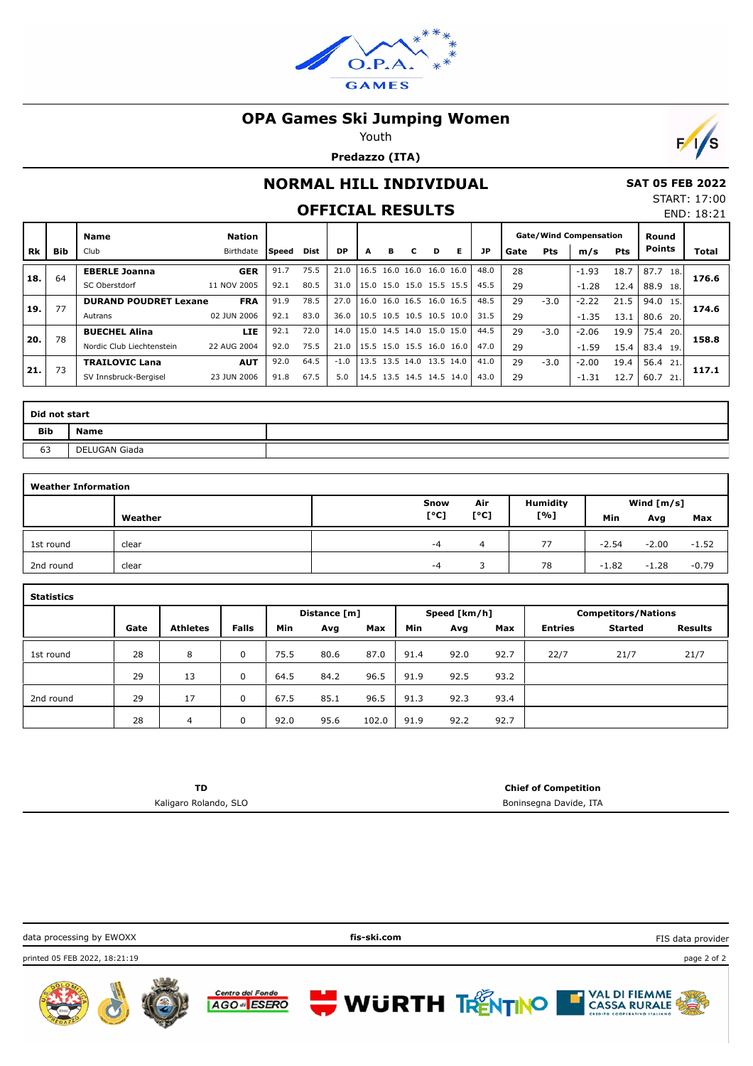# OPA Games Ski Jumping Women

Youth

**Predazzo (ITA)**

## NORMAL HILL INDIVIDUAL

## OFFICIAL RESULTS

**SAT 05 FEB 2022**
START: 17:00
END: 18:21

| Rk | Bib | Name / Club | Nation / Birthdate | Speed | Dist | DP | A | B | C | D | E | JP | Gate | Pts | m/s | Pts | Round Points | Total |
|---|---|---|---|---|---|---|---|---|---|---|---|---|---|---|---|---|---|---|
| 18. | 64 | **EBERLE Joanna** | **GER** | 91.7 | 75.5 | 21.0 | 16.5 | 16.0 | 16.0 | 16.0 | 16.0 | 48.0 | 28 | | -1.93 | 18.7 | 87.7 18. | 176.6 |
| | | SC Oberstdorf | 11 NOV 2005 | 92.1 | 80.5 | 31.0 | 15.0 | 15.0 | 15.0 | 15.5 | 15.5 | 45.5 | 29 | | -1.28 | 12.4 | 88.9 18. | |
| 19. | 77 | **DURAND POUDRET Lexane** | **FRA** | 91.9 | 78.5 | 27.0 | 16.0 | 16.0 | 16.5 | 16.0 | 16.5 | 48.5 | 29 | -3.0 | -2.22 | 21.5 | 94.0 15. | 174.6 |
| | | Autrans | 02 JUN 2006 | 92.1 | 83.0 | 36.0 | 10.5 | 10.5 | 10.5 | 10.5 | 10.0 | 31.5 | 29 | | -1.35 | 13.1 | 80.6 20. | |
| 20. | 78 | **BUECHEL Alina** | **LIE** | 92.1 | 72.0 | 14.0 | 15.0 | 14.5 | 14.0 | 15.0 | 15.0 | 44.5 | 29 | -3.0 | -2.06 | 19.9 | 75.4 20. | 158.8 |
| | | Nordic Club Liechtenstein | 22 AUG 2004 | 92.0 | 75.5 | 21.0 | 15.5 | 15.0 | 15.5 | 16.0 | 16.0 | 47.0 | 29 | | -1.59 | 15.4 | 83.4 19. | |
| 21. | 73 | **TRAILOVIC Lana** | **AUT** | 92.0 | 64.5 | -1.0 | 13.5 | 13.5 | 14.0 | 13.5 | 14.0 | 41.0 | 29 | -3.0 | -2.00 | 19.4 | 56.4 21. | 117.1 |
| | | SV Innsbruck-Bergisel | 23 JUN 2006 | 91.8 | 67.5 | 5.0 | 14.5 | 13.5 | 14.5 | 14.5 | 14.0 | 43.0 | 29 | | -1.31 | 12.7 | 60.7 21. | |

**Did not start**

| Bib | Name |
|---|---|
| 63 | DELUGAN Giada |

**Weather Information**

| | Weather | Snow [°C] | Air [°C] | Humidity [%] | Wind [m/s] Min | Avg | Max |
|---|---|---|---|---|---|---|---|
| 1st round | clear | -4 | 4 | 77 | -2.54 | -2.00 | -1.52 |
| 2nd round | clear | -4 | 3 | 78 | -1.82 | -1.28 | -0.79 |

**Statistics**

| | Gate | Athletes | Falls | Distance [m] Min | Avg | Max | Speed [km/h] Min | Avg | Max | Entries | Started | Results |
|---|---|---|---|---|---|---|---|---|---|---|---|---|
| 1st round | 28 | 8 | 0 | 75.5 | 80.6 | 87.0 | 91.4 | 92.0 | 92.7 | 22/7 | 21/7 | 21/7 |
| | 29 | 13 | 0 | 64.5 | 84.2 | 96.5 | 91.9 | 92.5 | 93.2 | | | |
| 2nd round | 29 | 17 | 0 | 67.5 | 85.1 | 96.5 | 91.3 | 92.3 | 93.4 | | | |
| | 28 | 4 | 0 | 92.0 | 95.6 | 102.0 | 91.9 | 92.2 | 92.7 | | | |

**TD**
Kaligaro Rolando, SLO

**Chief of Competition**
Boninsegna Davide, ITA

data processing by EWOXX — **fis-ski.com** — FIS data provider

printed 05 FEB 2022, 18:21:19